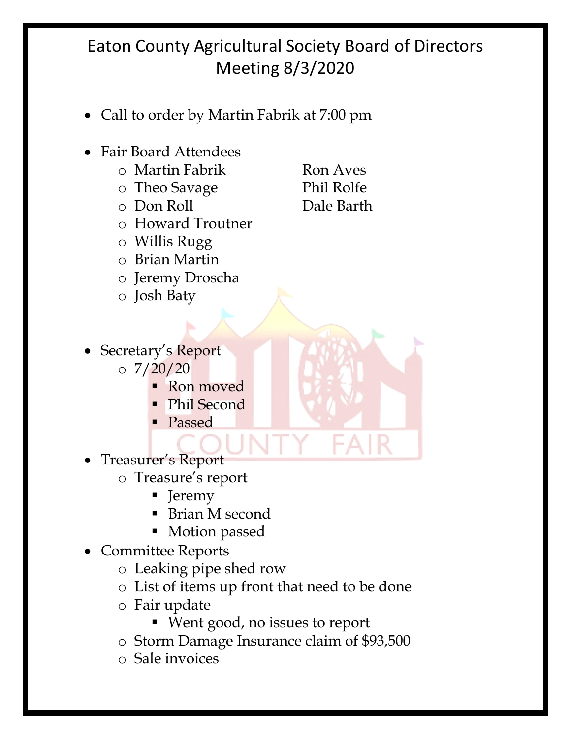# Eaton County Agricultural Society Board of Directors Meeting 8/3/2020

- Call to order by Martin Fabrik at 7:00 pm

- Fair Board Attendees
  - Martin Fabrik
  - Theo Savage
  - Don Roll
  - Howard Troutner
  - Willis Rugg
  - Brian Martin
  - Jeremy Droscha
  - Josh Baty
  - Ron Aves
  - Phil Rolfe
  - Dale Barth

- Secretary's Report
  - 7/20/20
    - Ron moved
    - Phil Second
    - Passed

- Treasurer's Report
  - Treasure's report
    - Jeremy
    - Brian M second
    - Motion passed
- Committee Reports
  - Leaking pipe shed row
  - List of items up front that need to be done
  - Fair update
    - Went good, no issues to report
  - Storm Damage Insurance claim of $93,500
  - Sale invoices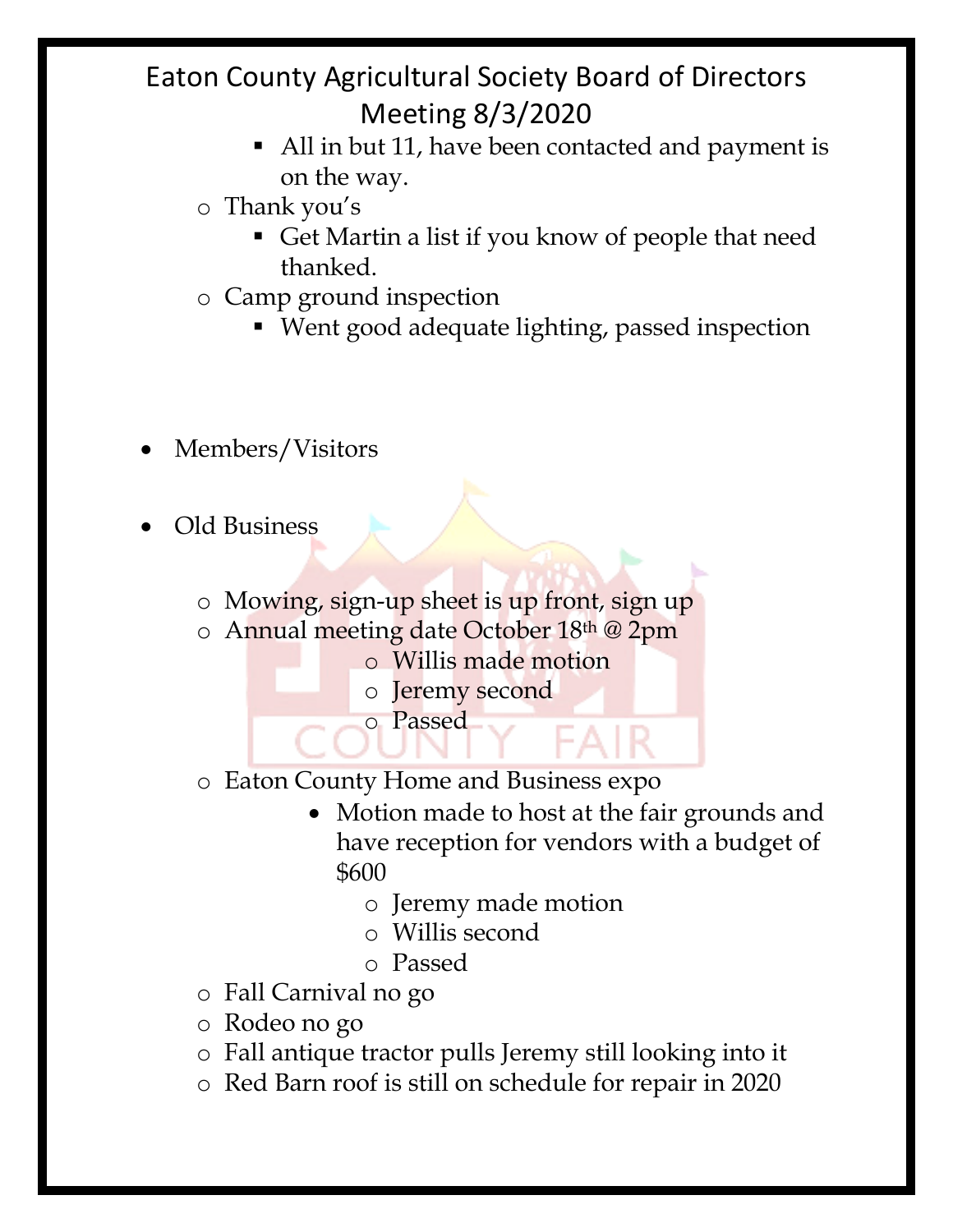# Eaton County Agricultural Society Board of Directors Meeting 8/3/2020

        - All in but 11, have been contacted and payment is on the way.
    - Thank you's
        - Get Martin a list if you know of people that need thanked.
    - Camp ground inspection
        - Went good adequate lighting, passed inspection

- Members/Visitors

- Old Business

    - Mowing, sign-up sheet is up front, sign up
    - Annual meeting date October 18th @ 2pm
        - Willis made motion
        - Jeremy second
        - Passed
    - Eaton County Home and Business expo
        - Motion made to host at the fair grounds and have reception for vendors with a budget of $600
            - Jeremy made motion
            - Willis second
            - Passed
    - Fall Carnival no go
    - Rodeo no go
    - Fall antique tractor pulls Jeremy still looking into it
    - Red Barn roof is still on schedule for repair in 2020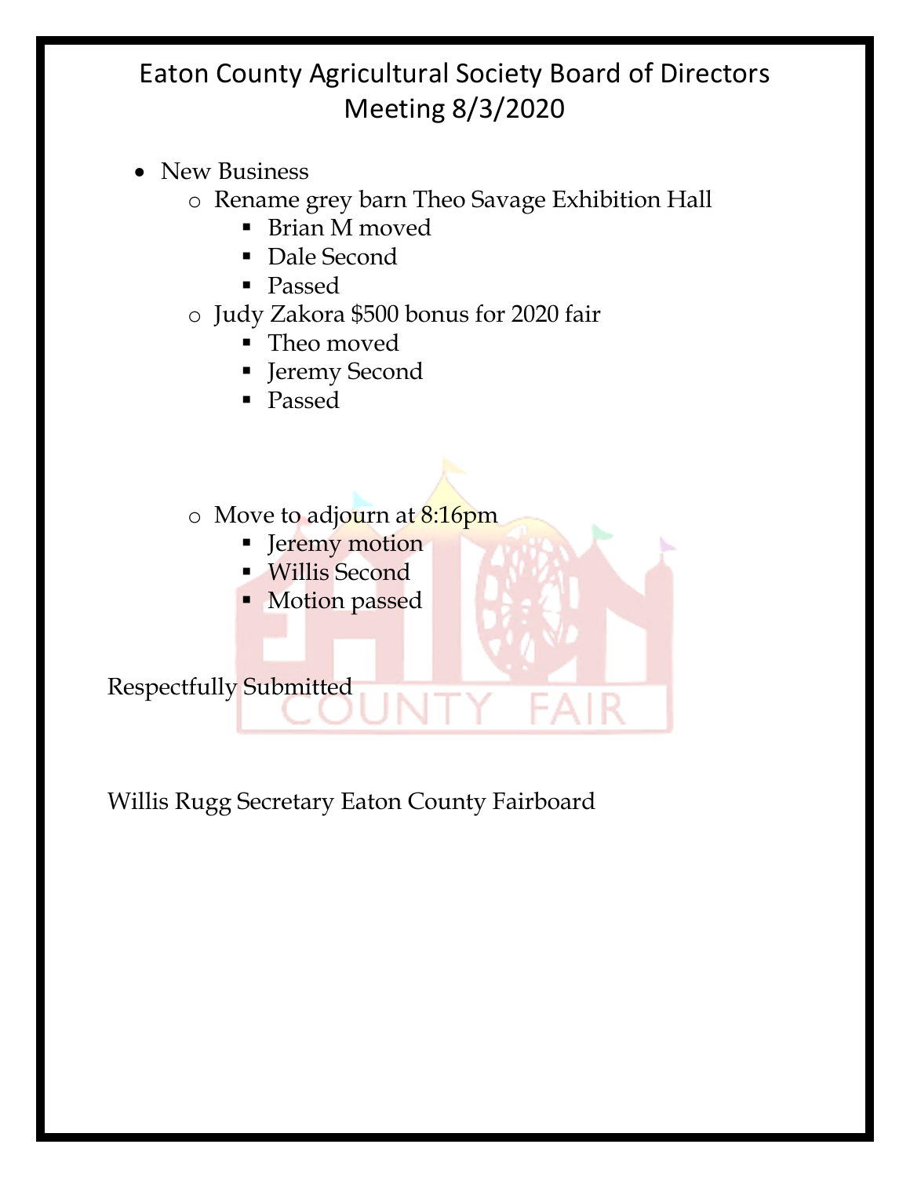# Eaton County Agricultural Society Board of Directors Meeting 8/3/2020

- New Business
  - Rename grey barn Theo Savage Exhibition Hall
    - Brian M moved
    - Dale Second
    - Passed
  - Judy Zakora $500 bonus for 2020 fair
    - Theo moved
    - Jeremy Second
    - Passed
  - Move to adjourn at 8:16pm
    - Jeremy motion
    - Willis Second
    - Motion passed

Respectfully Submitted

Willis Rugg Secretary Eaton County Fairboard